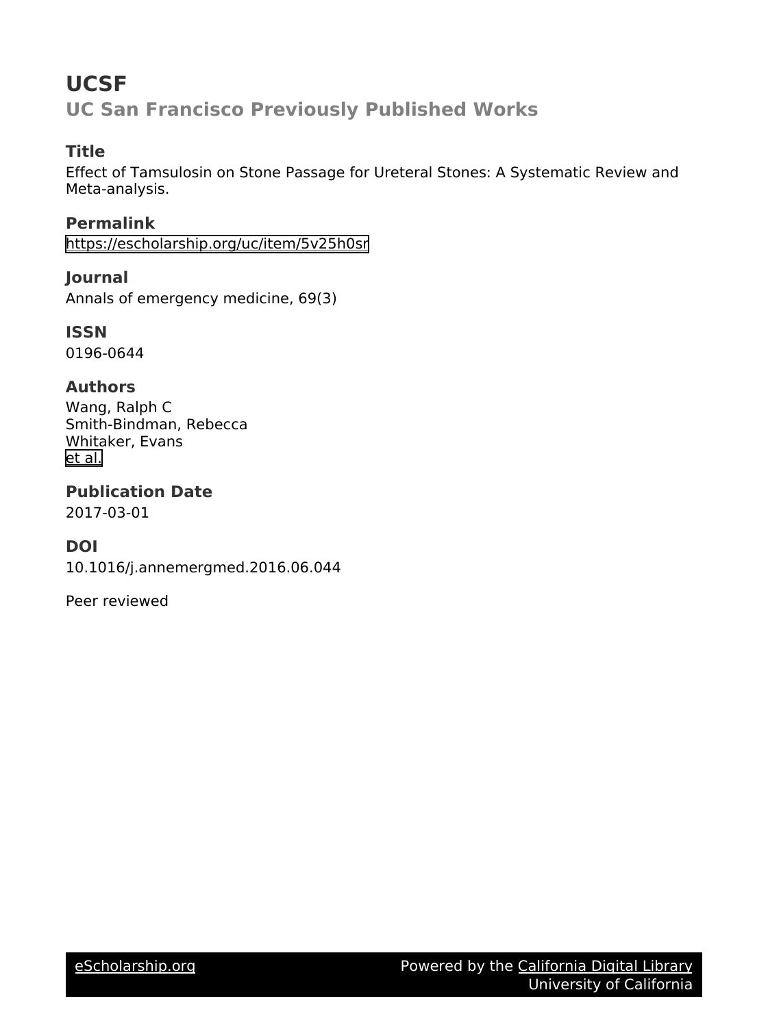# UCSF

## UC San Francisco Previously Published Works

### Title

Effect of Tamsulosin on Stone Passage for Ureteral Stones: A Systematic Review and Meta-analysis.

### Permalink

https://escholarship.org/uc/item/5v25h0sr

### Journal

Annals of emergency medicine, 69(3)

### ISSN

0196-0644

### Authors

Wang, Ralph C
Smith-Bindman, Rebecca
Whitaker, Evans
et al.

### Publication Date

2017-03-01

### DOI

10.1016/j.annemergmed.2016.06.044

Peer reviewed

eScholarship.org    Powered by the California Digital Library
University of California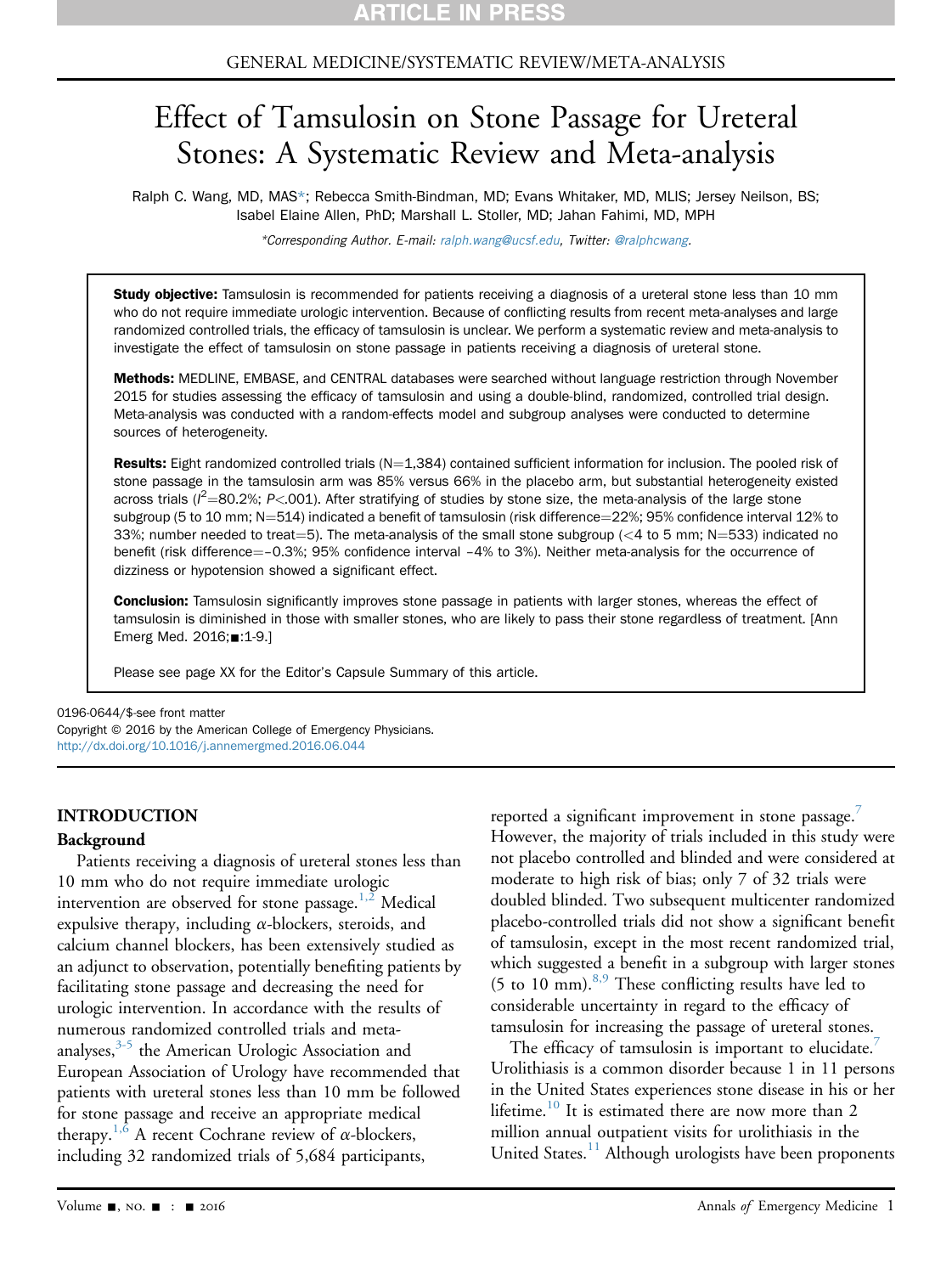GENERAL MEDICINE/SYSTEMATIC REVIEW/META-ANALYSIS

# Effect of Tamsulosin on Stone Passage for Ureteral Stones: A Systematic Review and Meta-analysis

Ralph C. Wang, MD, MAS*; Rebecca Smith-Bindman, MD; Evans Whitaker, MD, MLIS; Jersey Neilson, BS; Isabel Elaine Allen, PhD; Marshall L. Stoller, MD; Jahan Fahimi, MD, MPH

*Corresponding Author. E-mail: ralph.wang@ucsf.edu, Twitter: @ralphcwang.

**Study objective:** Tamsulosin is recommended for patients receiving a diagnosis of a ureteral stone less than 10 mm who do not require immediate urologic intervention. Because of conflicting results from recent meta-analyses and large randomized controlled trials, the efficacy of tamsulosin is unclear. We perform a systematic review and meta-analysis to investigate the effect of tamsulosin on stone passage in patients receiving a diagnosis of ureteral stone.

**Methods:** MEDLINE, EMBASE, and CENTRAL databases were searched without language restriction through November 2015 for studies assessing the efficacy of tamsulosin and using a double-blind, randomized, controlled trial design. Meta-analysis was conducted with a random-effects model and subgroup analyses were conducted to determine sources of heterogeneity.

**Results:** Eight randomized controlled trials (N=1,384) contained sufficient information for inclusion. The pooled risk of stone passage in the tamsulosin arm was 85% versus 66% in the placebo arm, but substantial heterogeneity existed across trials ($I^2$=80.2%; $P$<.001). After stratifying of studies by stone size, the meta-analysis of the large stone subgroup (5 to 10 mm; N=514) indicated a benefit of tamsulosin (risk difference=22%; 95% confidence interval 12% to 33%; number needed to treat=5). The meta-analysis of the small stone subgroup (<4 to 5 mm; N=533) indicated no benefit (risk difference=–0.3%; 95% confidence interval –4% to 3%). Neither meta-analysis for the occurrence of dizziness or hypotension showed a significant effect.

**Conclusion:** Tamsulosin significantly improves stone passage in patients with larger stones, whereas the effect of tamsulosin is diminished in those with smaller stones, who are likely to pass their stone regardless of treatment. [Ann Emerg Med. 2016;■:1-9.]

Please see page XX for the Editor's Capsule Summary of this article.

0196-0644/$-see front matter
Copyright © 2016 by the American College of Emergency Physicians.
http://dx.doi.org/10.1016/j.annemergmed.2016.06.044

## INTRODUCTION

### Background

Patients receiving a diagnosis of ureteral stones less than 10 mm who do not require immediate urologic intervention are observed for stone passage.[1,2] Medical expulsive therapy, including α-blockers, steroids, and calcium channel blockers, has been extensively studied as an adjunct to observation, potentially benefiting patients by facilitating stone passage and decreasing the need for urologic intervention. In accordance with the results of numerous randomized controlled trials and meta-analyses,[3-5] the American Urologic Association and European Association of Urology have recommended that patients with ureteral stones less than 10 mm be followed for stone passage and receive an appropriate medical therapy.[1,6] A recent Cochrane review of α-blockers, including 32 randomized trials of 5,684 participants, reported a significant improvement in stone passage.[7] However, the majority of trials included in this study were not placebo controlled and blinded and were considered at moderate to high risk of bias; only 7 of 32 trials were doubled blinded. Two subsequent multicenter randomized placebo-controlled trials did not show a significant benefit of tamsulosin, except in the most recent randomized trial, which suggested a benefit in a subgroup with larger stones (5 to 10 mm).[8,9] These conflicting results have led to considerable uncertainty in regard to the efficacy of tamsulosin for increasing the passage of ureteral stones.

The efficacy of tamsulosin is important to elucidate.[7] Urolithiasis is a common disorder because 1 in 11 persons in the United States experiences stone disease in his or her lifetime.[10] It is estimated there are now more than 2 million annual outpatient visits for urolithiasis in the United States.[11] Although urologists have been proponents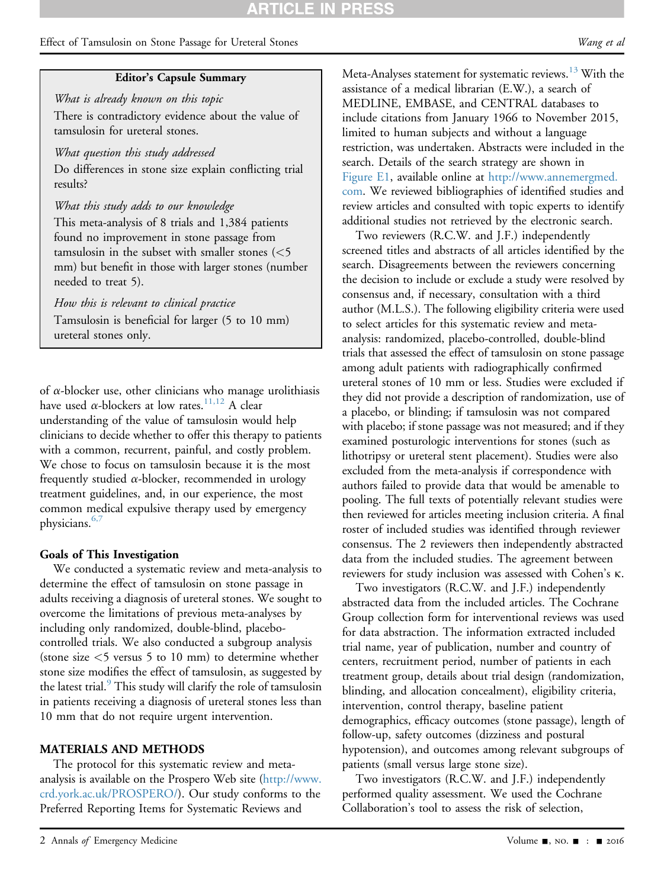**Editor's Capsule Summary**

*What is already known on this topic*

There is contradictory evidence about the value of tamsulosin for ureteral stones.

*What question this study addressed*

Do differences in stone size explain conflicting trial results?

*What this study adds to our knowledge*

This meta-analysis of 8 trials and 1,384 patients found no improvement in stone passage from tamsulosin in the subset with smaller stones (<5 mm) but benefit in those with larger stones (number needed to treat 5).

*How this is relevant to clinical practice*

Tamsulosin is beneficial for larger (5 to 10 mm) ureteral stones only.

of α-blocker use, other clinicians who manage urolithiasis have used α-blockers at low rates.[11,12] A clear understanding of the value of tamsulosin would help clinicians to decide whether to offer this therapy to patients with a common, recurrent, painful, and costly problem. We chose to focus on tamsulosin because it is the most frequently studied α-blocker, recommended in urology treatment guidelines, and, in our experience, the most common medical expulsive therapy used by emergency physicians.[6,7]

### Goals of This Investigation

We conducted a systematic review and meta-analysis to determine the effect of tamsulosin on stone passage in adults receiving a diagnosis of ureteral stones. We sought to overcome the limitations of previous meta-analyses by including only randomized, double-blind, placebo-controlled trials. We also conducted a subgroup analysis (stone size <5 versus 5 to 10 mm) to determine whether stone size modifies the effect of tamsulosin, as suggested by the latest trial.[9] This study will clarify the role of tamsulosin in patients receiving a diagnosis of ureteral stones less than 10 mm that do not require urgent intervention.

## MATERIALS AND METHODS

The protocol for this systematic review and meta-analysis is available on the Prospero Web site (http://www.crd.york.ac.uk/PROSPERO/). Our study conforms to the Preferred Reporting Items for Systematic Reviews and Meta-Analyses statement for systematic reviews.[13] With the assistance of a medical librarian (E.W.), a search of MEDLINE, EMBASE, and CENTRAL databases to include citations from January 1966 to November 2015, limited to human subjects and without a language restriction, was undertaken. Abstracts were included in the search. Details of the search strategy are shown in Figure E1, available online at http://www.annemergmed.com. We reviewed bibliographies of identified studies and review articles and consulted with topic experts to identify additional studies not retrieved by the electronic search.

Two reviewers (R.C.W. and J.F.) independently screened titles and abstracts of all articles identified by the search. Disagreements between the reviewers concerning the decision to include or exclude a study were resolved by consensus and, if necessary, consultation with a third author (M.L.S.). The following eligibility criteria were used to select articles for this systematic review and meta-analysis: randomized, placebo-controlled, double-blind trials that assessed the effect of tamsulosin on stone passage among adult patients with radiographically confirmed ureteral stones of 10 mm or less. Studies were excluded if they did not provide a description of randomization, use of a placebo, or blinding; if tamsulosin was not compared with placebo; if stone passage was not measured; and if they examined posturologic interventions for stones (such as lithotripsy or ureteral stent placement). Studies were also excluded from the meta-analysis if correspondence with authors failed to provide data that would be amenable to pooling. The full texts of potentially relevant studies were then reviewed for articles meeting inclusion criteria. A final roster of included studies was identified through reviewer consensus. The 2 reviewers then independently abstracted data from the included studies. The agreement between reviewers for study inclusion was assessed with Cohen's κ.

Two investigators (R.C.W. and J.F.) independently abstracted data from the included articles. The Cochrane Group collection form for interventional reviews was used for data abstraction. The information extracted included trial name, year of publication, number and country of centers, recruitment period, number of patients in each treatment group, details about trial design (randomization, blinding, and allocation concealment), eligibility criteria, intervention, control therapy, baseline patient demographics, efficacy outcomes (stone passage), length of follow-up, safety outcomes (dizziness and postural hypotension), and outcomes among relevant subgroups of patients (small versus large stone size).

Two investigators (R.C.W. and J.F.) independently performed quality assessment. We used the Cochrane Collaboration's tool to assess the risk of selection,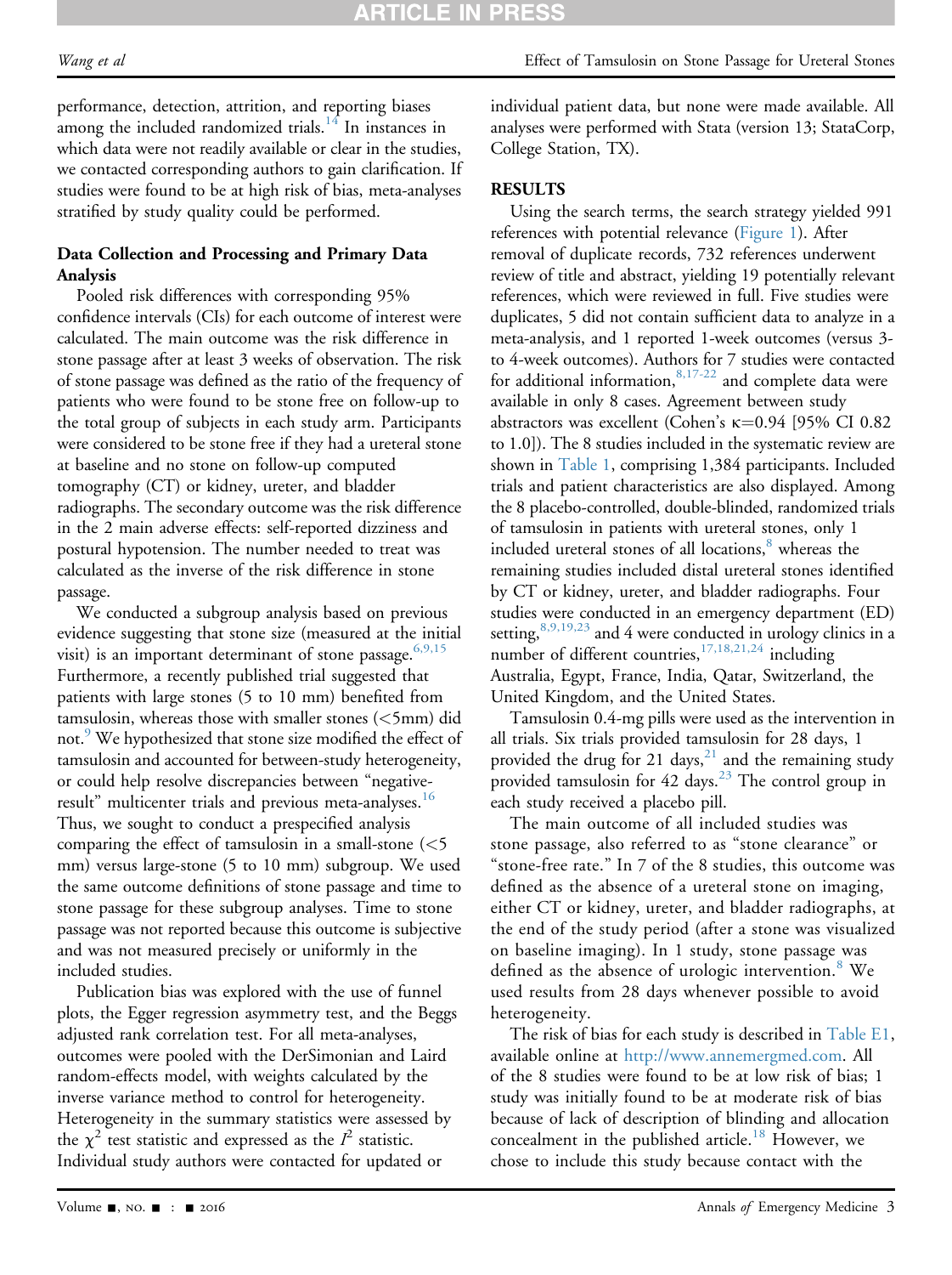performance, detection, attrition, and reporting biases among the included randomized trials.[14] In instances in which data were not readily available or clear in the studies, we contacted corresponding authors to gain clarification. If studies were found to be at high risk of bias, meta-analyses stratified by study quality could be performed.

### Data Collection and Processing and Primary Data Analysis

Pooled risk differences with corresponding 95% confidence intervals (CIs) for each outcome of interest were calculated. The main outcome was the risk difference in stone passage after at least 3 weeks of observation. The risk of stone passage was defined as the ratio of the frequency of patients who were found to be stone free on follow-up to the total group of subjects in each study arm. Participants were considered to be stone free if they had a ureteral stone at baseline and no stone on follow-up computed tomography (CT) or kidney, ureter, and bladder radiographs. The secondary outcome was the risk difference in the 2 main adverse effects: self-reported dizziness and postural hypotension. The number needed to treat was calculated as the inverse of the risk difference in stone passage.

We conducted a subgroup analysis based on previous evidence suggesting that stone size (measured at the initial visit) is an important determinant of stone passage.[6,9,15] Furthermore, a recently published trial suggested that patients with large stones (5 to 10 mm) benefited from tamsulosin, whereas those with smaller stones (<5mm) did not.[9] We hypothesized that stone size modified the effect of tamsulosin and accounted for between-study heterogeneity, or could help resolve discrepancies between "negative-result" multicenter trials and previous meta-analyses.[16] Thus, we sought to conduct a prespecified analysis comparing the effect of tamsulosin in a small-stone (<5 mm) versus large-stone (5 to 10 mm) subgroup. We used the same outcome definitions of stone passage and time to stone passage for these subgroup analyses. Time to stone passage was not reported because this outcome is subjective and was not measured precisely or uniformly in the included studies.

Publication bias was explored with the use of funnel plots, the Egger regression asymmetry test, and the Beggs adjusted rank correlation test. For all meta-analyses, outcomes were pooled with the DerSimonian and Laird random-effects model, with weights calculated by the inverse variance method to control for heterogeneity. Heterogeneity in the summary statistics were assessed by the $\chi^2$ test statistic and expressed as the $I^2$ statistic. Individual study authors were contacted for updated or individual patient data, but none were made available. All analyses were performed with Stata (version 13; StataCorp, College Station, TX).

## RESULTS

Using the search terms, the search strategy yielded 991 references with potential relevance (Figure 1). After removal of duplicate records, 732 references underwent review of title and abstract, yielding 19 potentially relevant references, which were reviewed in full. Five studies were duplicates, 5 did not contain sufficient data to analyze in a meta-analysis, and 1 reported 1-week outcomes (versus 3- to 4-week outcomes). Authors for 7 studies were contacted for additional information,[8,17-22] and complete data were available in only 8 cases. Agreement between study abstractors was excellent (Cohen's $\kappa$=0.94 [95% CI 0.82 to 1.0]). The 8 studies included in the systematic review are shown in Table 1, comprising 1,384 participants. Included trials and patient characteristics are also displayed. Among the 8 placebo-controlled, double-blinded, randomized trials of tamsulosin in patients with ureteral stones, only 1 included ureteral stones of all locations,[8] whereas the remaining studies included distal ureteral stones identified by CT or kidney, ureter, and bladder radiographs. Four studies were conducted in an emergency department (ED) setting,[8,9,19,23] and 4 were conducted in urology clinics in a number of different countries,[17,18,21,24] including Australia, Egypt, France, India, Qatar, Switzerland, the United Kingdom, and the United States.

Tamsulosin 0.4-mg pills were used as the intervention in all trials. Six trials provided tamsulosin for 28 days, 1 provided the drug for 21 days,[21] and the remaining study provided tamsulosin for 42 days.[23] The control group in each study received a placebo pill.

The main outcome of all included studies was stone passage, also referred to as "stone clearance" or "stone-free rate." In 7 of the 8 studies, this outcome was defined as the absence of a ureteral stone on imaging, either CT or kidney, ureter, and bladder radiographs, at the end of the study period (after a stone was visualized on baseline imaging). In 1 study, stone passage was defined as the absence of urologic intervention.[8] We used results from 28 days whenever possible to avoid heterogeneity.

The risk of bias for each study is described in Table E1, available online at http://www.annemergmed.com. All of the 8 studies were found to be at low risk of bias; 1 study was initially found to be at moderate risk of bias because of lack of description of blinding and allocation concealment in the published article.[18] However, we chose to include this study because contact with the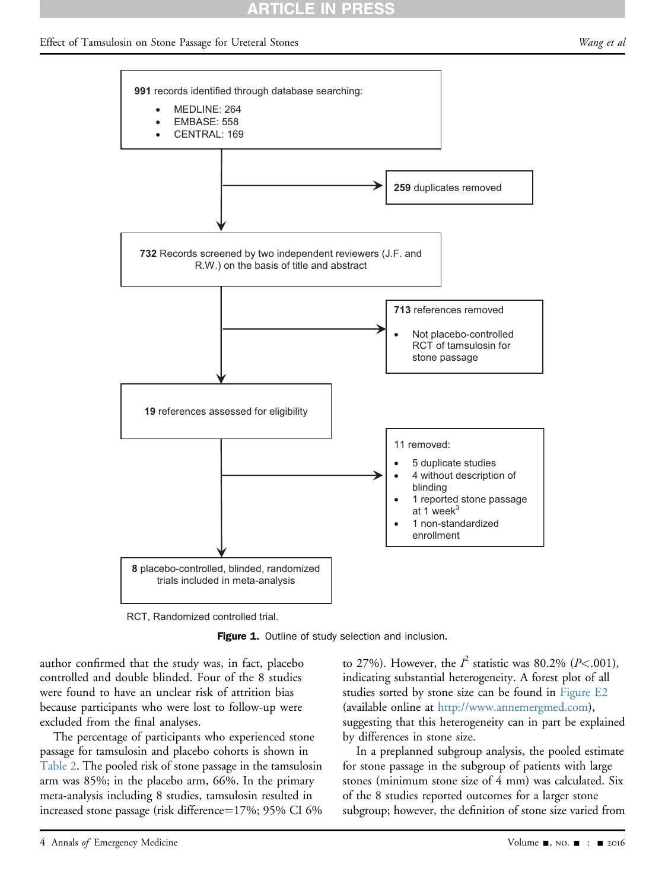991 records identified through database searching:

- MEDLINE: 264
- EMBASE: 558
- CENTRAL: 169

→ **259** duplicates removed

**732** Records screened by two independent reviewers (J.F. and R.W.) on the basis of title and abstract

→ **713** references removed

- Not placebo-controlled RCT of tamsulosin for stone passage

**19** references assessed for eligibility

→ 11 removed:

- 5 duplicate studies
- 4 without description of blinding
- 1 reported stone passage at 1 week[3]
- 1 non-standardized enrollment

**8** placebo-controlled, blinded, randomized trials included in meta-analysis

RCT, Randomized controlled trial.

**Figure 1.** Outline of study selection and inclusion.

author confirmed that the study was, in fact, placebo controlled and double blinded. Four of the 8 studies were found to have an unclear risk of attrition bias because participants who were lost to follow-up were excluded from the final analyses.

The percentage of participants who experienced stone passage for tamsulosin and placebo cohorts is shown in Table 2. The pooled risk of stone passage in the tamsulosin arm was 85%; in the placebo arm, 66%. In the primary meta-analysis including 8 studies, tamsulosin resulted in increased stone passage (risk difference=17%; 95% CI 6% to 27%). However, the $I^2$ statistic was 80.2% ($P<.001$), indicating substantial heterogeneity. A forest plot of all studies sorted by stone size can be found in Figure E2 (available online at http://www.annemergmed.com), suggesting that this heterogeneity can in part be explained by differences in stone size.

In a preplanned subgroup analysis, the pooled estimate for stone passage in the subgroup of patients with large stones (minimum stone size of 4 mm) was calculated. Six of the 8 studies reported outcomes for a larger stone subgroup; however, the definition of stone size varied from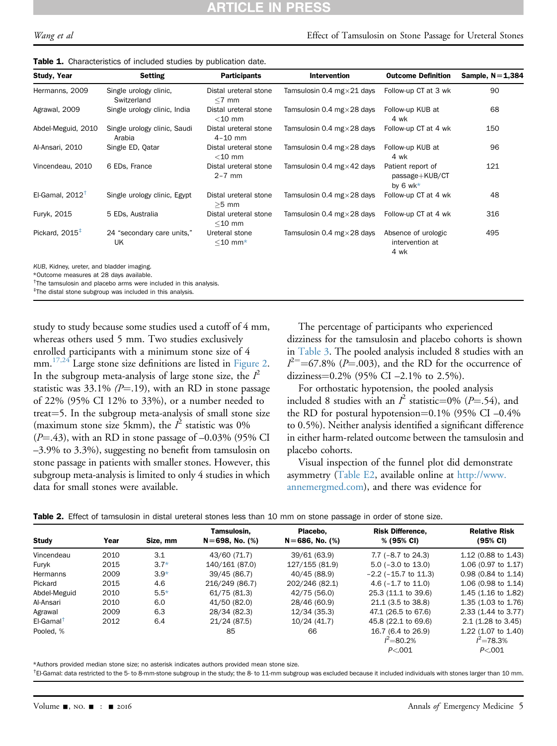**Table 1.** Characteristics of included studies by publication date.

| Study, Year | Setting | Participants | Intervention | Outcome Definition | Sample, N=1,384 |
|---|---|---|---|---|---|
| Hermanns, 2009 | Single urology clinic, Switzerland | Distal ureteral stone ≤7 mm | Tamsulosin 0.4 mg×21 days | Follow-up CT at 3 wk | 90 |
| Agrawal, 2009 | Single urology clinic, India | Distal ureteral stone <10 mm | Tamsulosin 0.4 mg×28 days | Follow-up KUB at 4 wk | 68 |
| Abdel-Meguid, 2010 | Single urology clinic, Saudi Arabia | Distal ureteral stone 4–10 mm | Tamsulosin 0.4 mg×28 days | Follow-up CT at 4 wk | 150 |
| Al-Ansari, 2010 | Single ED, Qatar | Distal ureteral stone <10 mm | Tamsulosin 0.4 mg×28 days | Follow-up KUB at 4 wk | 96 |
| Vincendeau, 2010 | 6 EDs, France | Distal ureteral stone 2–7 mm | Tamsulosin 0.4 mg×42 days | Patient report of passage+KUB/CT by 6 wk* | 121 |
| El-Gamal, 2012† | Single urology clinic, Egypt | Distal ureteral stone ≥5 mm | Tamsulosin 0.4 mg×28 days | Follow-up CT at 4 wk | 48 |
| Furyk, 2015 | 5 EDs, Australia | Distal ureteral stone ≤10 mm | Tamsulosin 0.4 mg×28 days | Follow-up CT at 4 wk | 316 |
| Pickard, 2015‡ | 24 "secondary care units," UK | Ureteral stone ≤10 mm* | Tamsulosin 0.4 mg×28 days | Absence of urologic intervention at 4 wk | 495 |

*KUB*, Kidney, ureter, and bladder imaging.
*Outcome measures at 28 days available.
†The tamsulosin and placebo arms were included in this analysis.
‡The distal stone subgroup was included in this analysis.

study to study because some studies used a cutoff of 4 mm, whereas others used 5 mm. Two studies exclusively enrolled participants with a minimum stone size of 4 mm.[17,24] Large stone size definitions are listed in Figure 2. In the subgroup meta-analysis of large stone size, the $I^2$ statistic was 33.1% ($P$=.19), with an RD in stone passage of 22% (95% CI 12% to 33%), or a number needed to treat=5. In the subgroup meta-analysis of small stone size (maximum stone size 5kmm), the $I^2$ statistic was 0% ($P$=.43), with an RD in stone passage of –0.03% (95% CI –3.9% to 3.3%), suggesting no benefit from tamsulosin on stone passage in patients with smaller stones. However, this subgroup meta-analysis is limited to only 4 studies in which data for small stones were available.

The percentage of participants who experienced dizziness for the tamsulosin and placebo cohorts is shown in Table 3. The pooled analysis included 8 studies with an $I^2$=67.8% ($P$=.003), and the RD for the occurrence of dizziness=0.2% (95% CI –2.1% to 2.5%).

For orthostatic hypotension, the pooled analysis included 8 studies with an $I^2$ statistic=0% ($P$=.54), and the RD for postural hypotension=0.1% (95% CI –0.4% to 0.5%). Neither analysis identified a significant difference in either harm-related outcome between the tamsulosin and placebo cohorts.

Visual inspection of the funnel plot did demonstrate asymmetry (Table E2, available online at http://www.annemergmed.com), and there was evidence for

**Table 2.** Effect of tamsulosin in distal ureteral stones less than 10 mm on stone passage in order of stone size.

| Study | Year | Size, mm | Tamsulosin, N=698, No. (%) | Placebo, N=686, No. (%) | Risk Difference, % (95% CI) | Relative Risk (95% CI) |
|---|---|---|---|---|---|---|
| Vincendeau | 2010 | 3.1 | 43/60 (71.7) | 39/61 (63.9) | 7.7 (–8.7 to 24.3) | 1.12 (0.88 to 1.43) |
| Furyk | 2015 | 3.7* | 140/161 (87.0) | 127/155 (81.9) | 5.0 (–3.0 to 13.0) | 1.06 (0.97 to 1.17) |
| Hermanns | 2009 | 3.9* | 39/45 (86.7) | 40/45 (88.9) | –2.2 (–15.7 to 11.3) | 0.98 (0.84 to 1.14) |
| Pickard | 2015 | 4.6 | 216/249 (86.7) | 202/246 (82.1) | 4.6 (–1.7 to 11.0) | 1.06 (0.98 to 1.14) |
| Abdel-Meguid | 2010 | 5.5* | 61/75 (81.3) | 42/75 (56.0) | 25.3 (11.1 to 39.6) | 1.45 (1.16 to 1.82) |
| Al-Ansari | 2010 | 6.0 | 41/50 (82.0) | 28/46 (60.9) | 21.1 (3.5 to 38.8) | 1.35 (1.03 to 1.76) |
| Agrawal | 2009 | 6.3 | 28/34 (82.3) | 12/34 (35.3) | 47.1 (26.5 to 67.6) | 2.33 (1.44 to 3.77) |
| El-Gamal† | 2012 | 6.4 | 21/24 (87.5) | 10/24 (41.7) | 45.8 (22.1 to 69.6) | 2.1 (1.28 to 3.45) |
| Pooled, % | | | 85 | 66 | 16.7 (6.4 to 26.9) $I^2$=80.2% $P$<.001 | 1.22 (1.07 to 1.40) $I^2$=78.3% $P$<.001 |

*Authors provided median stone size; no asterisk indicates authors provided mean stone size.
†El-Gamal: data restricted to the 5- to 8-mm-stone subgroup in the study; the 8- to 11-mm subgroup was excluded because it included individuals with stones larger than 10 mm.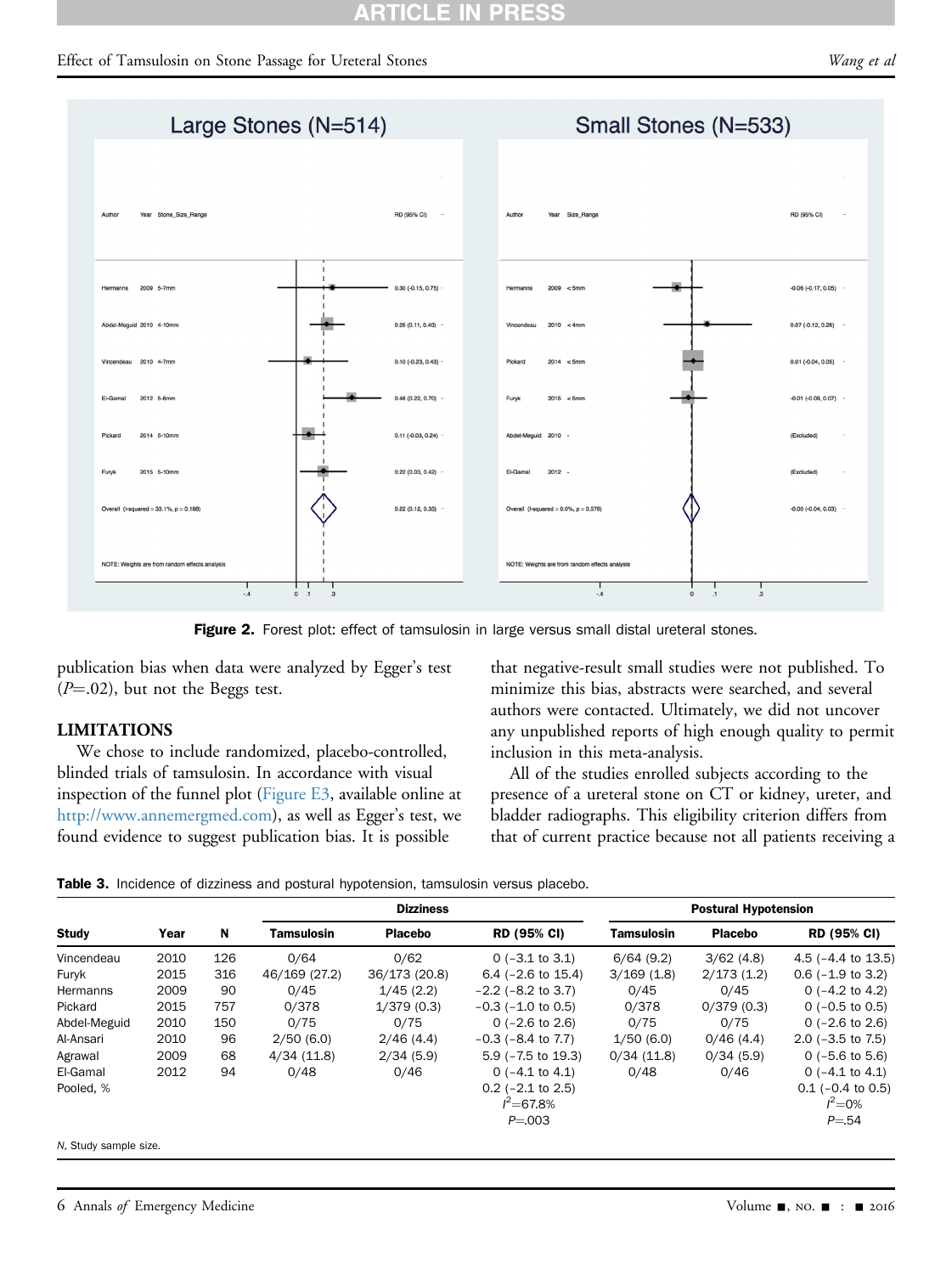Large Stones (N=514)

| Author | Year | Stone_Size_Range | RD (95% CI) |
|---|---|---|---|
| Hermanns | 2009 | 5-7mm | 0.30 (-0.15, 0.75) |
| Abdel-Meguid | 2010 | 4-10mm | 0.25 (0.11, 0.40) |
| Vincendeau | 2010 | 4-7mm | 0.10 (-0.23, 0.43) |
| El-Gamal | 2012 | 5-8mm | 0.46 (0.22, 0.70) |
| Pickard | 2014 | 5-10mm | 0.11 (-0.03, 0.24) |
| Furyk | 2015 | 5-10mm | 0.22 (0.03, 0.42) |
| Overall (I-squared = 33.1%, p = 0.188) | | | 0.22 (0.12, 0.33) |

NOTE: Weights are from random effects analysis

Small Stones (N=533)

| Author | Year | Size_Range | RD (95% CI) |
|---|---|---|---|
| Hermanns | 2009 | < 5mm | -0.06 (-0.17, 0.05) |
| Vincendeau | 2010 | < 4mm | 0.07 (-0.12, 0.26) |
| Pickard | 2014 | < 5mm | 0.01 (-0.04, 0.05) |
| Furyk | 2015 | < 5mm | -0.01 (-0.09, 0.07) |
| Abdel-Meguid | 2010 | - | (Excluded) |
| El-Gamal | 2012 | - | (Excluded) |
| Overall (I-squared = 0.0%, p = 0.576) | | | -0.00 (-0.04, 0.03) |

NOTE: Weights are from random effects analysis

**Figure 2.** Forest plot: effect of tamsulosin in large versus small distal ureteral stones.

publication bias when data were analyzed by Egger's test ($P$=.02), but not the Beggs test.

## LIMITATIONS

We chose to include randomized, placebo-controlled, blinded trials of tamsulosin. In accordance with visual inspection of the funnel plot (Figure E3, available online at http://www.annemergmed.com), as well as Egger's test, we found evidence to suggest publication bias. It is possible that negative-result small studies were not published. To minimize this bias, abstracts were searched, and several authors were contacted. Ultimately, we did not uncover any unpublished reports of high enough quality to permit inclusion in this meta-analysis.

All of the studies enrolled subjects according to the presence of a ureteral stone on CT or kidney, ureter, and bladder radiographs. This eligibility criterion differs from that of current practice because not all patients receiving a

**Table 3.** Incidence of dizziness and postural hypotension, tamsulosin versus placebo.

| Study | Year | N | Dizziness | | | Postural Hypotension | | |
|---|---|---|---|---|---|---|---|---|
| | | | Tamsulosin | Placebo | RD (95% CI) | Tamsulosin | Placebo | RD (95% CI) |
| Vincendeau | 2010 | 126 | 0/64 | 0/62 | 0 (−3.1 to 3.1) | 6/64 (9.2) | 3/62 (4.8) | 4.5 (−4.4 to 13.5) |
| Furyk | 2015 | 316 | 46/169 (27.2) | 36/173 (20.8) | 6.4 (−2.6 to 15.4) | 3/169 (1.8) | 2/173 (1.2) | 0.6 (−1.9 to 3.2) |
| Hermanns | 2009 | 90 | 0/45 | 1/45 (2.2) | −2.2 (−8.2 to 3.7) | 0/45 | 0/45 | 0 (−4.2 to 4.2) |
| Pickard | 2015 | 757 | 0/378 | 1/379 (0.3) | −0.3 (−1.0 to 0.5) | 0/378 | 0/379 (0.3) | 0 (−0.5 to 0.5) |
| Abdel-Meguid | 2010 | 150 | 0/75 | 0/75 | 0 (−2.6 to 2.6) | 0/75 | 0/75 | 0 (−2.6 to 2.6) |
| Al-Ansari | 2010 | 96 | 2/50 (6.0) | 2/46 (4.4) | −0.3 (−8.4 to 7.7) | 1/50 (6.0) | 0/46 (4.4) | 2.0 (−3.5 to 7.5) |
| Agrawal | 2009 | 68 | 4/34 (11.8) | 2/34 (5.9) | 5.9 (−7.5 to 19.3) | 0/34 (11.8) | 0/34 (5.9) | 0 (−5.6 to 5.6) |
| El-Gamal | 2012 | 94 | 0/48 | 0/46 | 0 (−4.1 to 4.1) | 0/48 | 0/46 | 0 (−4.1 to 4.1) |
| Pooled, % | | | | | 0.2 (−2.1 to 2.5) $I^2$=67.8% $P$=.003 | | | 0.1 (−0.4 to 0.5) $I^2$=0% $P$=.54 |

N, Study sample size.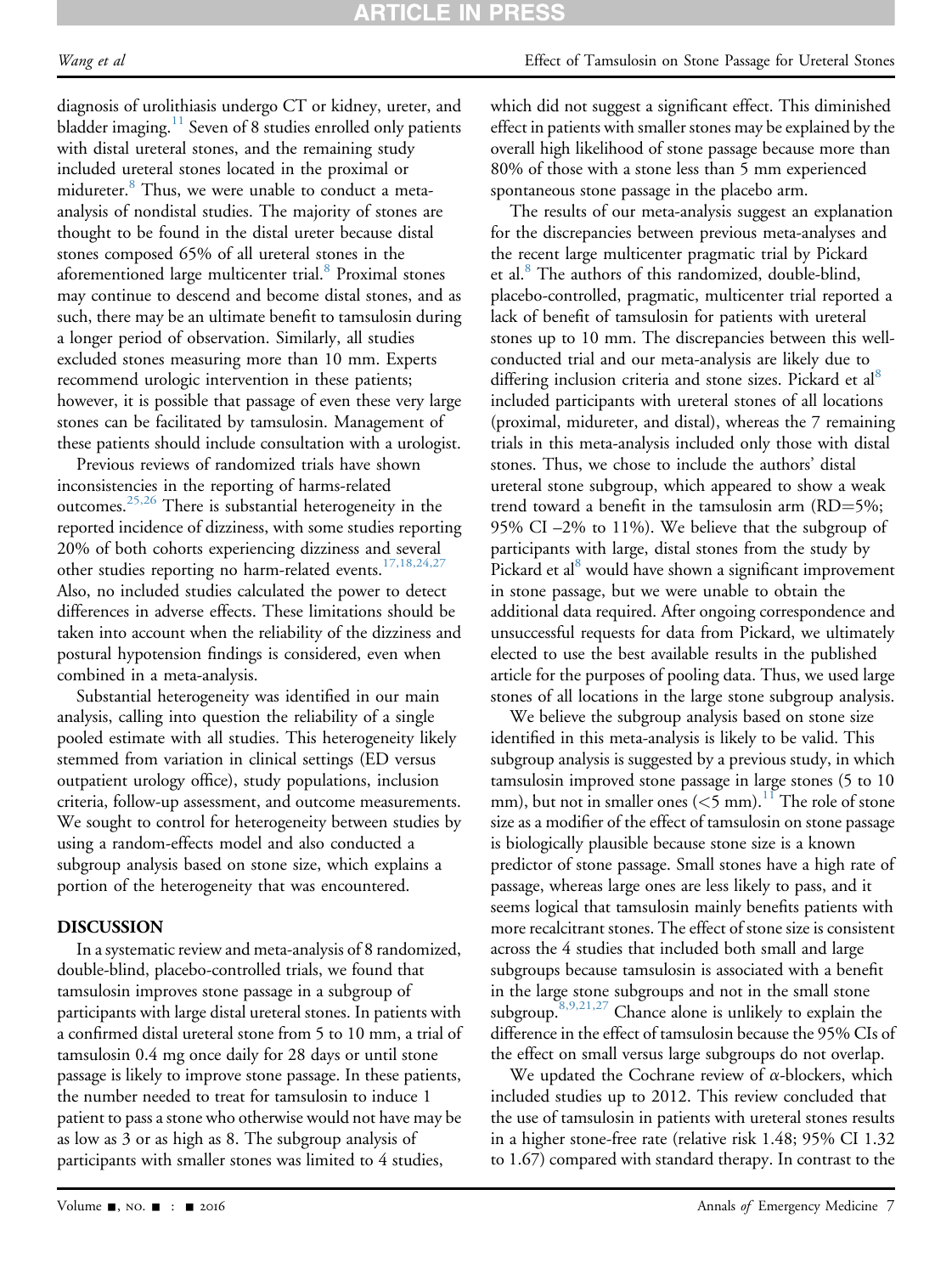diagnosis of urolithiasis undergo CT or kidney, ureter, and bladder imaging.[11] Seven of 8 studies enrolled only patients with distal ureteral stones, and the remaining study included ureteral stones located in the proximal or midureter.[8] Thus, we were unable to conduct a meta-analysis of nondistal studies. The majority of stones are thought to be found in the distal ureter because distal stones composed 65% of all ureteral stones in the aforementioned large multicenter trial.[8] Proximal stones may continue to descend and become distal stones, and as such, there may be an ultimate benefit to tamsulosin during a longer period of observation. Similarly, all studies excluded stones measuring more than 10 mm. Experts recommend urologic intervention in these patients; however, it is possible that passage of even these very large stones can be facilitated by tamsulosin. Management of these patients should include consultation with a urologist.

Previous reviews of randomized trials have shown inconsistencies in the reporting of harms-related outcomes.[25,26] There is substantial heterogeneity in the reported incidence of dizziness, with some studies reporting 20% of both cohorts experiencing dizziness and several other studies reporting no harm-related events.[17,18,24,27] Also, no included studies calculated the power to detect differences in adverse effects. These limitations should be taken into account when the reliability of the dizziness and postural hypotension findings is considered, even when combined in a meta-analysis.

Substantial heterogeneity was identified in our main analysis, calling into question the reliability of a single pooled estimate with all studies. This heterogeneity likely stemmed from variation in clinical settings (ED versus outpatient urology office), study populations, inclusion criteria, follow-up assessment, and outcome measurements. We sought to control for heterogeneity between studies by using a random-effects model and also conducted a subgroup analysis based on stone size, which explains a portion of the heterogeneity that was encountered.

## DISCUSSION

In a systematic review and meta-analysis of 8 randomized, double-blind, placebo-controlled trials, we found that tamsulosin improves stone passage in a subgroup of participants with large distal ureteral stones. In patients with a confirmed distal ureteral stone from 5 to 10 mm, a trial of tamsulosin 0.4 mg once daily for 28 days or until stone passage is likely to improve stone passage. In these patients, the number needed to treat for tamsulosin to induce 1 patient to pass a stone who otherwise would not have may be as low as 3 or as high as 8. The subgroup analysis of participants with smaller stones was limited to 4 studies, which did not suggest a significant effect. This diminished effect in patients with smaller stones may be explained by the overall high likelihood of stone passage because more than 80% of those with a stone less than 5 mm experienced spontaneous stone passage in the placebo arm.

The results of our meta-analysis suggest an explanation for the discrepancies between previous meta-analyses and the recent large multicenter pragmatic trial by Pickard et al.[8] The authors of this randomized, double-blind, placebo-controlled, pragmatic, multicenter trial reported a lack of benefit of tamsulosin for patients with ureteral stones up to 10 mm. The discrepancies between this well-conducted trial and our meta-analysis are likely due to differing inclusion criteria and stone sizes. Pickard et al[8] included participants with ureteral stones of all locations (proximal, midureter, and distal), whereas the 7 remaining trials in this meta-analysis included only those with distal stones. Thus, we chose to include the authors' distal ureteral stone subgroup, which appeared to show a weak trend toward a benefit in the tamsulosin arm (RD=5%; 95% CI –2% to 11%). We believe that the subgroup of participants with large, distal stones from the study by Pickard et al[8] would have shown a significant improvement in stone passage, but we were unable to obtain the additional data required. After ongoing correspondence and unsuccessful requests for data from Pickard, we ultimately elected to use the best available results in the published article for the purposes of pooling data. Thus, we used large stones of all locations in the large stone subgroup analysis.

We believe the subgroup analysis based on stone size identified in this meta-analysis is likely to be valid. This subgroup analysis is suggested by a previous study, in which tamsulosin improved stone passage in large stones (5 to 10 mm), but not in smaller ones (<5 mm).[11] The role of stone size as a modifier of the effect of tamsulosin on stone passage is biologically plausible because stone size is a known predictor of stone passage. Small stones have a high rate of passage, whereas large ones are less likely to pass, and it seems logical that tamsulosin mainly benefits patients with more recalcitrant stones. The effect of stone size is consistent across the 4 studies that included both small and large subgroups because tamsulosin is associated with a benefit in the large stone subgroups and not in the small stone subgroup.[8,9,21,27] Chance alone is unlikely to explain the difference in the effect of tamsulosin because the 95% CIs of the effect on small versus large subgroups do not overlap.

We updated the Cochrane review of $\alpha$-blockers, which included studies up to 2012. This review concluded that the use of tamsulosin in patients with ureteral stones results in a higher stone-free rate (relative risk 1.48; 95% CI 1.32 to 1.67) compared with standard therapy. In contrast to the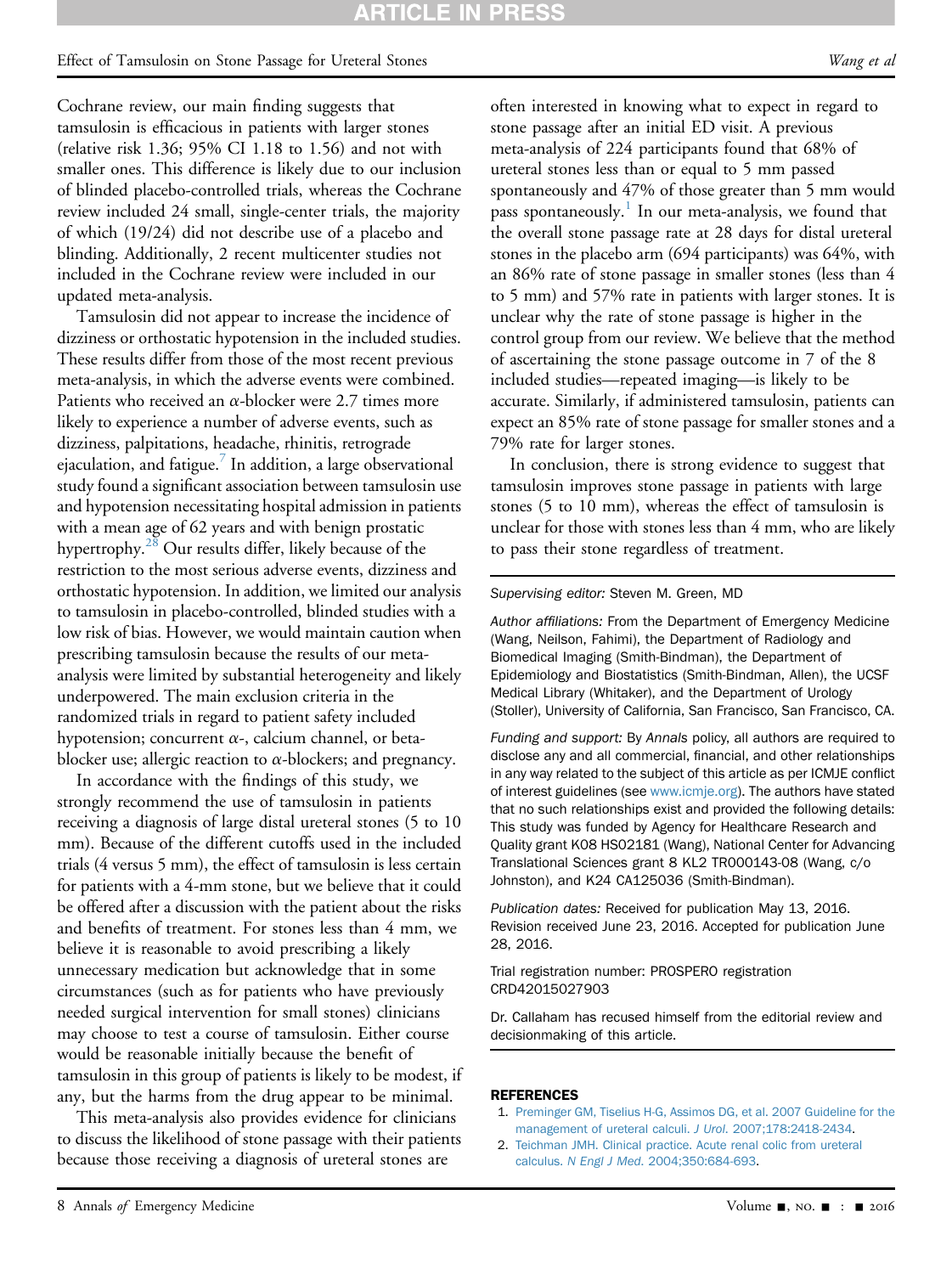Cochrane review, our main finding suggests that tamsulosin is efficacious in patients with larger stones (relative risk 1.36; 95% CI 1.18 to 1.56) and not with smaller ones. This difference is likely due to our inclusion of blinded placebo-controlled trials, whereas the Cochrane review included 24 small, single-center trials, the majority of which (19/24) did not describe use of a placebo and blinding. Additionally, 2 recent multicenter studies not included in the Cochrane review were included in our updated meta-analysis.

Tamsulosin did not appear to increase the incidence of dizziness or orthostatic hypotension in the included studies. These results differ from those of the most recent previous meta-analysis, in which the adverse events were combined. Patients who received an $\alpha$-blocker were 2.7 times more likely to experience a number of adverse events, such as dizziness, palpitations, headache, rhinitis, retrograde ejaculation, and fatigue.[7] In addition, a large observational study found a significant association between tamsulosin use and hypotension necessitating hospital admission in patients with a mean age of 62 years and with benign prostatic hypertrophy.[28] Our results differ, likely because of the restriction to the most serious adverse events, dizziness and orthostatic hypotension. In addition, we limited our analysis to tamsulosin in placebo-controlled, blinded studies with a low risk of bias. However, we would maintain caution when prescribing tamsulosin because the results of our meta-analysis were limited by substantial heterogeneity and likely underpowered. The main exclusion criteria in the randomized trials in regard to patient safety included hypotension; concurrent $\alpha$-, calcium channel, or beta-blocker use; allergic reaction to $\alpha$-blockers; and pregnancy.

In accordance with the findings of this study, we strongly recommend the use of tamsulosin in patients receiving a diagnosis of large distal ureteral stones (5 to 10 mm). Because of the different cutoffs used in the included trials (4 versus 5 mm), the effect of tamsulosin is less certain for patients with a 4-mm stone, but we believe that it could be offered after a discussion with the patient about the risks and benefits of treatment. For stones less than 4 mm, we believe it is reasonable to avoid prescribing a likely unnecessary medication but acknowledge that in some circumstances (such as for patients who have previously needed surgical intervention for small stones) clinicians may choose to test a course of tamsulosin. Either course would be reasonable initially because the benefit of tamsulosin in this group of patients is likely to be modest, if any, but the harms from the drug appear to be minimal.

This meta-analysis also provides evidence for clinicians to discuss the likelihood of stone passage with their patients because those receiving a diagnosis of ureteral stones are often interested in knowing what to expect in regard to stone passage after an initial ED visit. A previous meta-analysis of 224 participants found that 68% of ureteral stones less than or equal to 5 mm passed spontaneously and 47% of those greater than 5 mm would pass spontaneously.[1] In our meta-analysis, we found that the overall stone passage rate at 28 days for distal ureteral stones in the placebo arm (694 participants) was 64%, with an 86% rate of stone passage in smaller stones (less than 4 to 5 mm) and 57% rate in patients with larger stones. It is unclear why the rate of stone passage is higher in the control group from our review. We believe that the method of ascertaining the stone passage outcome in 7 of the 8 included studies—repeated imaging—is likely to be accurate. Similarly, if administered tamsulosin, patients can expect an 85% rate of stone passage for smaller stones and a 79% rate for larger stones.

In conclusion, there is strong evidence to suggest that tamsulosin improves stone passage in patients with large stones (5 to 10 mm), whereas the effect of tamsulosin is unclear for those with stones less than 4 mm, who are likely to pass their stone regardless of treatment.

*Supervising editor:* Steven M. Green, MD

*Author affiliations:* From the Department of Emergency Medicine (Wang, Neilson, Fahimi), the Department of Radiology and Biomedical Imaging (Smith-Bindman), the Department of Epidemiology and Biostatistics (Smith-Bindman, Allen), the UCSF Medical Library (Whitaker), and the Department of Urology (Stoller), University of California, San Francisco, San Francisco, CA.

*Funding and support:* By *Annals* policy, all authors are required to disclose any and all commercial, financial, and other relationships in any way related to the subject of this article as per ICMJE conflict of interest guidelines (see www.icmje.org). The authors have stated that no such relationships exist and provided the following details: This study was funded by Agency for Healthcare Research and Quality grant K08 HS02181 (Wang), National Center for Advancing Translational Sciences grant 8 KL2 TR000143-08 (Wang, c/o Johnston), and K24 CA125036 (Smith-Bindman).

*Publication dates:* Received for publication May 13, 2016. Revision received June 23, 2016. Accepted for publication June 28, 2016.

Trial registration number: PROSPERO registration CRD42015027903

Dr. Callaham has recused himself from the editorial review and decisionmaking of this article.

## REFERENCES

1. Preminger GM, Tiselius H-G, Assimos DG, et al. 2007 Guideline for the management of ureteral calculi. *J Urol*. 2007;178:2418-2434.
2. Teichman JMH. Clinical practice. Acute renal colic from ureteral calculus. *N Engl J Med*. 2004;350:684-693.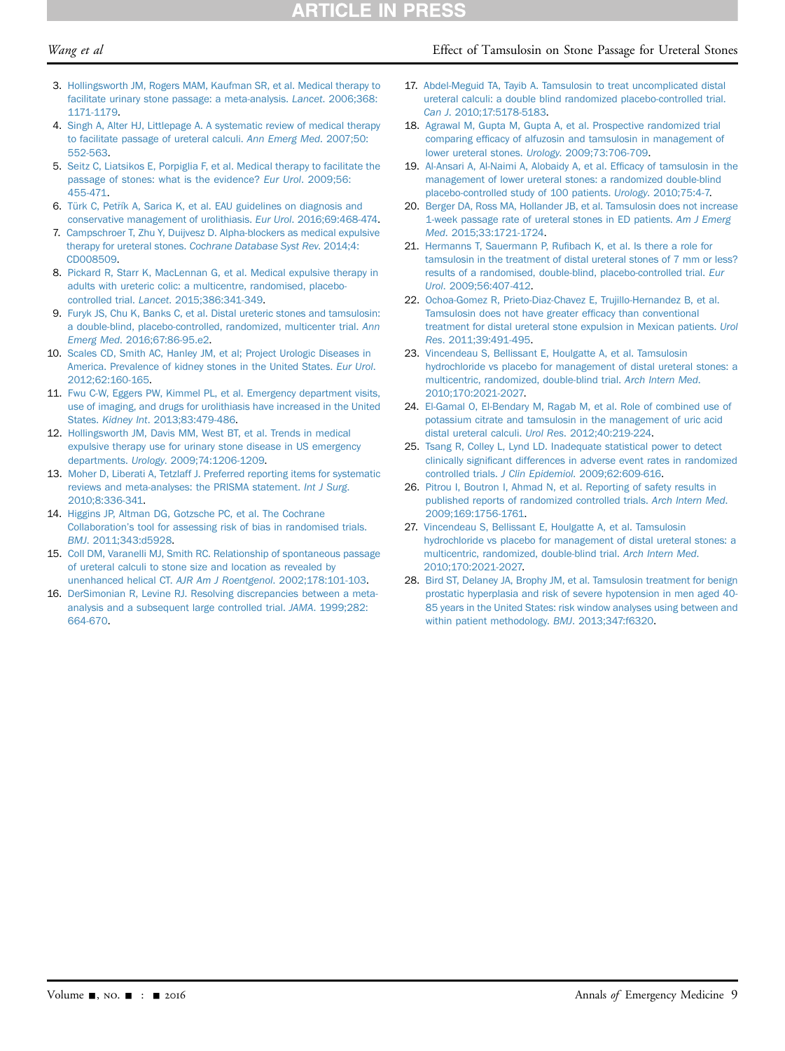3. Hollingsworth JM, Rogers MAM, Kaufman SR, et al. Medical therapy to facilitate urinary stone passage: a meta-analysis. *Lancet*. 2006;368:1171-1179.
4. Singh A, Alter HJ, Littlepage A. A systematic review of medical therapy to facilitate passage of ureteral calculi. *Ann Emerg Med*. 2007;50:552-563.
5. Seitz C, Liatsikos E, Porpiglia F, et al. Medical therapy to facilitate the passage of stones: what is the evidence? *Eur Urol*. 2009;56:455-471.
6. Türk C, Petřík A, Sarica K, et al. EAU guidelines on diagnosis and conservative management of urolithiasis. *Eur Urol*. 2016;69:468-474.
7. Campschroer T, Zhu Y, Duijvesz D. Alpha-blockers as medical expulsive therapy for ureteral stones. *Cochrane Database Syst Rev*. 2014;4:CD008509.
8. Pickard R, Starr K, MacLennan G, et al. Medical expulsive therapy in adults with ureteric colic: a multicentre, randomised, placebo-controlled trial. *Lancet*. 2015;386:341-349.
9. Furyk JS, Chu K, Banks C, et al. Distal ureteric stones and tamsulosin: a double-blind, placebo-controlled, randomized, multicenter trial. *Ann Emerg Med*. 2016;67:86-95.e2.
10. Scales CD, Smith AC, Hanley JM, et al; Project Urologic Diseases in America. Prevalence of kidney stones in the United States. *Eur Urol*. 2012;62:160-165.
11. Fwu C-W, Eggers PW, Kimmel PL, et al. Emergency department visits, use of imaging, and drugs for urolithiasis have increased in the United States. *Kidney Int*. 2013;83:479-486.
12. Hollingsworth JM, Davis MM, West BT, et al. Trends in medical expulsive therapy use for urinary stone disease in US emergency departments. *Urology*. 2009;74:1206-1209.
13. Moher D, Liberati A, Tetzlaff J. Preferred reporting items for systematic reviews and meta-analyses: the PRISMA statement. *Int J Surg*. 2010;8:336-341.
14. Higgins JP, Altman DG, Gotzsche PC, et al. The Cochrane Collaboration's tool for assessing risk of bias in randomised trials. *BMJ*. 2011;343:d5928.
15. Coll DM, Varanelli MJ, Smith RC. Relationship of spontaneous passage of ureteral calculi to stone size and location as revealed by unenhanced helical CT. *AJR Am J Roentgenol*. 2002;178:101-103.
16. DerSimonian R, Levine RJ. Resolving discrepancies between a meta-analysis and a subsequent large controlled trial. *JAMA*. 1999;282:664-670.
17. Abdel-Meguid TA, Tayib A. Tamsulosin to treat uncomplicated distal ureteral calculi: a double blind randomized placebo-controlled trial. *Can J*. 2010;17:5178-5183.
18. Agrawal M, Gupta M, Gupta A, et al. Prospective randomized trial comparing efficacy of alfuzosin and tamsulosin in management of lower ureteral stones. *Urology*. 2009;73:706-709.
19. Al-Ansari A, Al-Naimi A, Alobaidy A, et al. Efficacy of tamsulosin in the management of lower ureteral stones: a randomized double-blind placebo-controlled study of 100 patients. *Urology*. 2010;75:4-7.
20. Berger DA, Ross MA, Hollander JB, et al. Tamsulosin does not increase 1-week passage rate of ureteral stones in ED patients. *Am J Emerg Med*. 2015;33:1721-1724.
21. Hermanns T, Sauermann P, Rufibach K, et al. Is there a role for tamsulosin in the treatment of distal ureteral stones of 7 mm or less? results of a randomised, double-blind, placebo-controlled trial. *Eur Urol*. 2009;56:407-412.
22. Ochoa-Gomez R, Prieto-Diaz-Chavez E, Trujillo-Hernandez B, et al. Tamsulosin does not have greater efficacy than conventional treatment for distal ureteral stone expulsion in Mexican patients. *Urol Res*. 2011;39:491-495.
23. Vincendeau S, Bellissant E, Houlgatte A, et al. Tamsulosin hydrochloride vs placebo for management of distal ureteral stones: a multicentric, randomized, double-blind trial. *Arch Intern Med*. 2010;170:2021-2027.
24. El-Gamal O, El-Bendary M, Ragab M, et al. Role of combined use of potassium citrate and tamsulosin in the management of uric acid distal ureteral calculi. *Urol Res*. 2012;40:219-224.
25. Tsang R, Colley L, Lynd LD. Inadequate statistical power to detect clinically significant differences in adverse event rates in randomized controlled trials. *J Clin Epidemiol*. 2009;62:609-616.
26. Pitrou I, Boutron I, Ahmad N, et al. Reporting of safety results in published reports of randomized controlled trials. *Arch Intern Med*. 2009;169:1756-1761.
27. Vincendeau S, Bellissant E, Houlgatte A, et al. Tamsulosin hydrochloride vs placebo for management of distal ureteral stones: a multicentric, randomized, double-blind trial. *Arch Intern Med*. 2010;170:2021-2027.
28. Bird ST, Delaney JA, Brophy JM, et al. Tamsulosin treatment for benign prostatic hyperplasia and risk of severe hypotension in men aged 40-85 years in the United States: risk window analyses using between and within patient methodology. *BMJ*. 2013;347:f6320.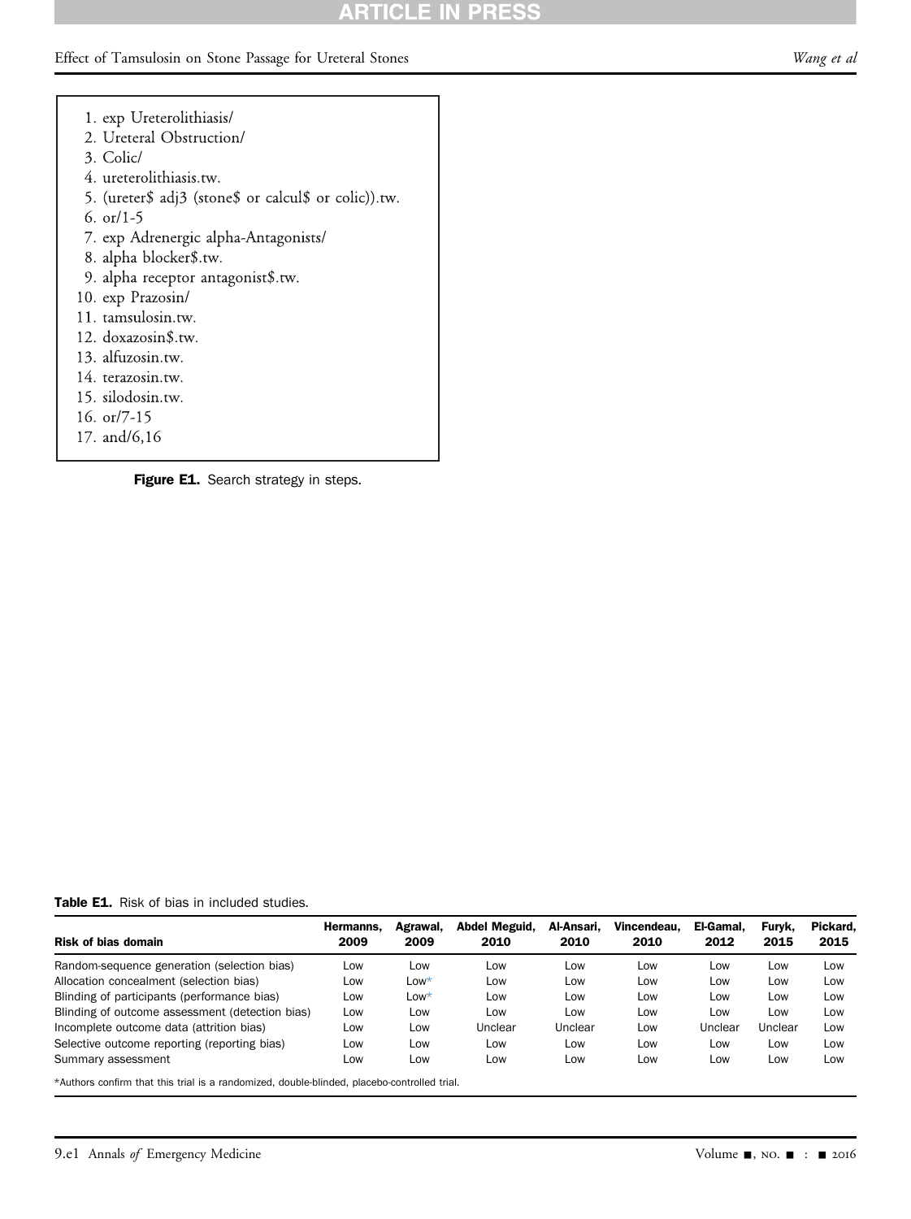1. exp Ureterolithiasis/
2. Ureteral Obstruction/
3. Colic/
4. ureterolithiasis.tw.
5. (ureter$ adj3 (stone$ or calcul$ or colic)).tw.
6. or/1-5
7. exp Adrenergic alpha-Antagonists/
8. alpha blocker$.tw.
9. alpha receptor antagonist$.tw.
10. exp Prazosin/
11. tamsulosin.tw.
12. doxazosin$.tw.
13. alfuzosin.tw.
14. terazosin.tw.
15. silodosin.tw.
16. or/7-15
17. and/6,16

**Figure E1.** Search strategy in steps.

**Table E1.** Risk of bias in included studies.

| Risk of bias domain | Hermanns, 2009 | Agrawal, 2009 | Abdel Meguid, 2010 | Al-Ansari, 2010 | Vincendeau, 2010 | El-Gamal, 2012 | Furyk, 2015 | Pickard, 2015 |
|---|---|---|---|---|---|---|---|---|
| Random-sequence generation (selection bias) | Low | Low | Low | Low | Low | Low | Low | Low |
| Allocation concealment (selection bias) | Low | Low* | Low | Low | Low | Low | Low | Low |
| Blinding of participants (performance bias) | Low | Low* | Low | Low | Low | Low | Low | Low |
| Blinding of outcome assessment (detection bias) | Low | Low | Low | Low | Low | Low | Low | Low |
| Incomplete outcome data (attrition bias) | Low | Low | Unclear | Unclear | Low | Unclear | Unclear | Low |
| Selective outcome reporting (reporting bias) | Low | Low | Low | Low | Low | Low | Low | Low |
| Summary assessment | Low | Low | Low | Low | Low | Low | Low | Low |

*Authors confirm that this trial is a randomized, double-blinded, placebo-controlled trial.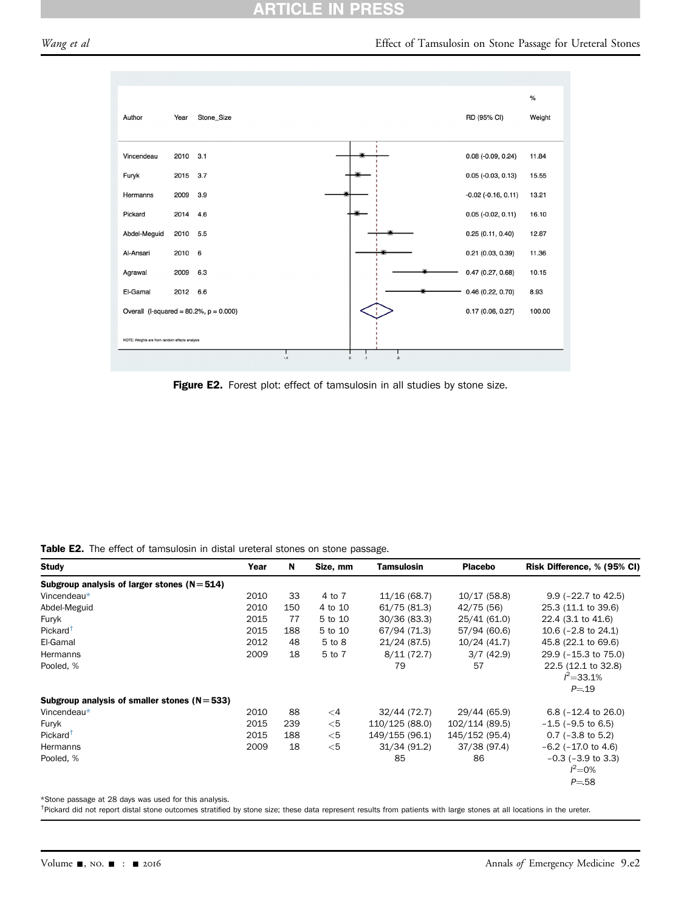| Author | Year | Stone_Size | RD (95% CI) | % Weight |
|---|---|---|---|---|
| Vincendeau | 2010 | 3.1 | 0.08 (-0.09, 0.24) | 11.84 |
| Furyk | 2015 | 3.7 | 0.05 (-0.03, 0.13) | 15.55 |
| Hermanns | 2009 | 3.9 | -0.02 (-0.16, 0.11) | 13.21 |
| Pickard | 2014 | 4.6 | 0.05 (-0.02, 0.11) | 16.10 |
| Abdel-Meguid | 2010 | 5.5 | 0.25 (0.11, 0.40) | 12.67 |
| Al-Ansari | 2010 | 6 | 0.21 (0.03, 0.39) | 11.36 |
| Agrawal | 2009 | 6.3 | 0.47 (0.27, 0.68) | 10.15 |
| El-Gamal | 2012 | 6.6 | 0.46 (0.22, 0.70) | 8.93 |
| Overall (I-squared = 80.2%, p = 0.000) | | | 0.17 (0.06, 0.27) | 100.00 |

NOTE: Weights are from random effects analysis

**Figure E2.** Forest plot: effect of tamsulosin in all studies by stone size.

**Table E2.** The effect of tamsulosin in distal ureteral stones on stone passage.

| Study | Year | N | Size, mm | Tamsulosin | Placebo | Risk Difference, % (95% CI) |
|---|---|---|---|---|---|---|
| **Subgroup analysis of larger stones (N=514)** | | | | | | |
| Vincendeau* | 2010 | 33 | 4 to 7 | 11/16 (68.7) | 10/17 (58.8) | 9.9 (−22.7 to 42.5) |
| Abdel-Meguid | 2010 | 150 | 4 to 10 | 61/75 (81.3) | 42/75 (56) | 25.3 (11.1 to 39.6) |
| Furyk | 2015 | 77 | 5 to 10 | 30/36 (83.3) | 25/41 (61.0) | 22.4 (3.1 to 41.6) |
| Pickard† | 2015 | 188 | 5 to 10 | 67/94 (71.3) | 57/94 (60.6) | 10.6 (−2.8 to 24.1) |
| El-Gamal | 2012 | 48 | 5 to 8 | 21/24 (87.5) | 10/24 (41.7) | 45.8 (22.1 to 69.6) |
| Hermanns | 2009 | 18 | 5 to 7 | 8/11 (72.7) | 3/7 (42.9) | 29.9 (−15.3 to 75.0) |
| Pooled, % | | | | 79 | 57 | 22.5 (12.1 to 32.8) $I^2$=33.1% $P$=.19 |
| **Subgroup analysis of smaller stones (N=533)** | | | | | | |
| Vincendeau* | 2010 | 88 | <4 | 32/44 (72.7) | 29/44 (65.9) | 6.8 (−12.4 to 26.0) |
| Furyk | 2015 | 239 | <5 | 110/125 (88.0) | 102/114 (89.5) | −1.5 (−9.5 to 6.5) |
| Pickard† | 2015 | 188 | <5 | 149/155 (96.1) | 145/152 (95.4) | 0.7 (−3.8 to 5.2) |
| Hermanns | 2009 | 18 | <5 | 31/34 (91.2) | 37/38 (97.4) | −6.2 (−17.0 to 4.6) |
| Pooled, % | | | | 85 | 86 | −0.3 (−3.9 to 3.3) $I^2$=0% $P$=.58 |

*Stone passage at 28 days was used for this analysis.

†Pickard did not report distal stone outcomes stratified by stone size; these data represent results from patients with large stones at all locations in the ureter.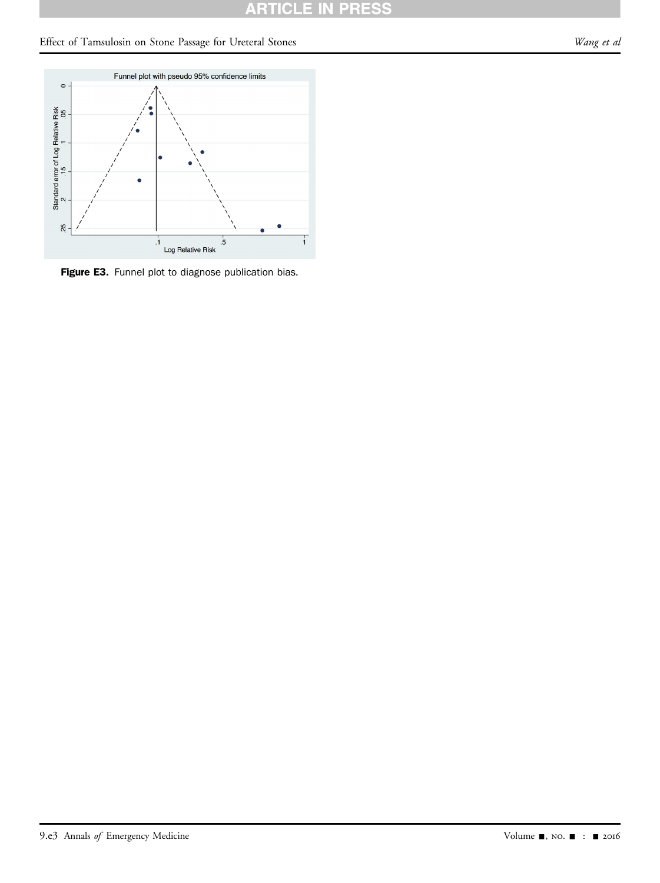Funnel plot with pseudo 95% confidence limits

Standard error of Log Relative Risk

0

.05

.1

.15

.2

.25

.1

.5

1

Log Relative Risk

**Figure E3.** Funnel plot to diagnose publication bias.